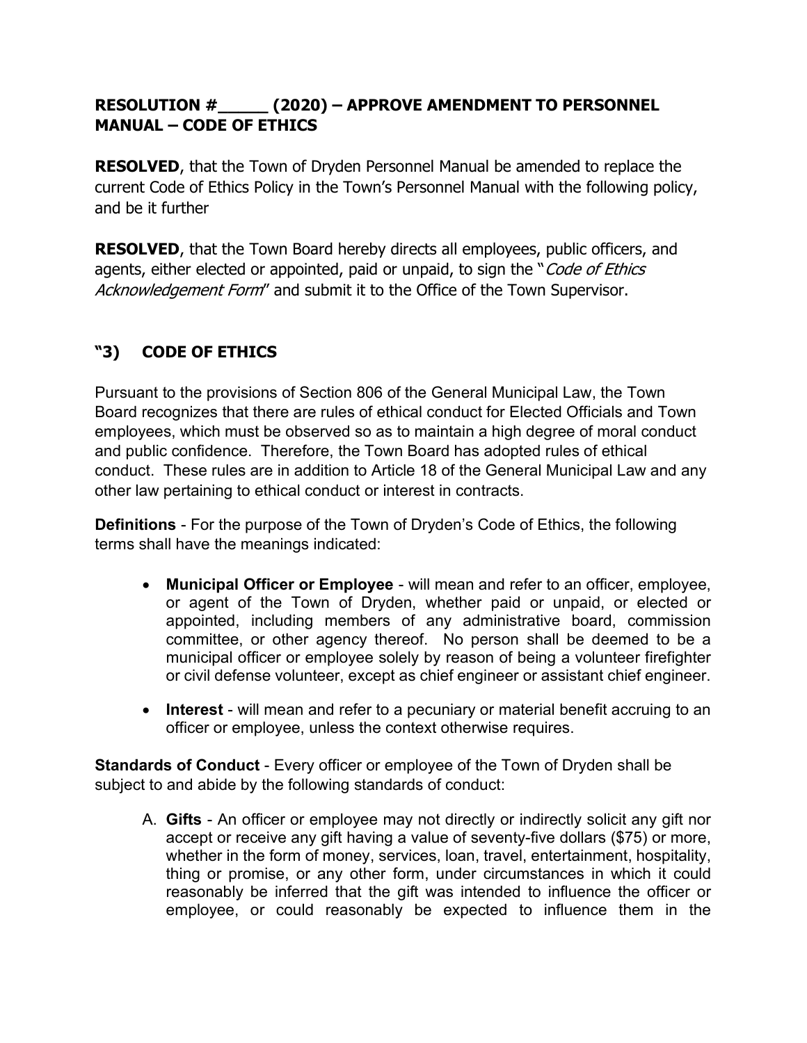## RESOLUTION #_____ (2020) – APPROVE AMENDMENT TO PERSONNEL MANUAL – CODE OF ETHICS

**RESOLVED**, that the Town of Dryden Personnel Manual be amended to replace the current Code of Ethics Policy in the Town's Personnel Manual with the following policy, and be it further

**RESOLVED**, that the Town Board hereby directs all employees, public officers, and agents, either elected or appointed, paid or unpaid, to sign the "*Code of Ethics Acknowledgement Form*" and submit it to the Office of the Town Supervisor.

## "3) CODE OF ETHICS

Pursuant to the provisions of Section 806 of the General Municipal Law, the Town Board recognizes that there are rules of ethical conduct for Elected Officials and Town employees, which must be observed so as to maintain a high degree of moral conduct and public confidence. Therefore, the Town Board has adopted rules of ethical conduct. These rules are in addition to Article 18 of the General Municipal Law and any other law pertaining to ethical conduct or interest in contracts.

**Definitions** - For the purpose of the Town of Dryden's Code of Ethics, the following terms shall have the meanings indicated:

- **Municipal Officer or Employee** - will mean and refer to an officer, employee, or agent of the Town of Dryden, whether paid or unpaid, or elected or appointed, including members of any administrative board, commission committee, or other agency thereof. No person shall be deemed to be a municipal officer or employee solely by reason of being a volunteer firefighter or civil defense volunteer, except as chief engineer or assistant chief engineer.

- **Interest** - will mean and refer to a pecuniary or material benefit accruing to an officer or employee, unless the context otherwise requires.

**Standards of Conduct** - Every officer or employee of the Town of Dryden shall be subject to and abide by the following standards of conduct:

A. **Gifts** - An officer or employee may not directly or indirectly solicit any gift nor accept or receive any gift having a value of seventy-five dollars ($75) or more, whether in the form of money, services, loan, travel, entertainment, hospitality, thing or promise, or any other form, under circumstances in which it could reasonably be inferred that the gift was intended to influence the officer or employee, or could reasonably be expected to influence them in the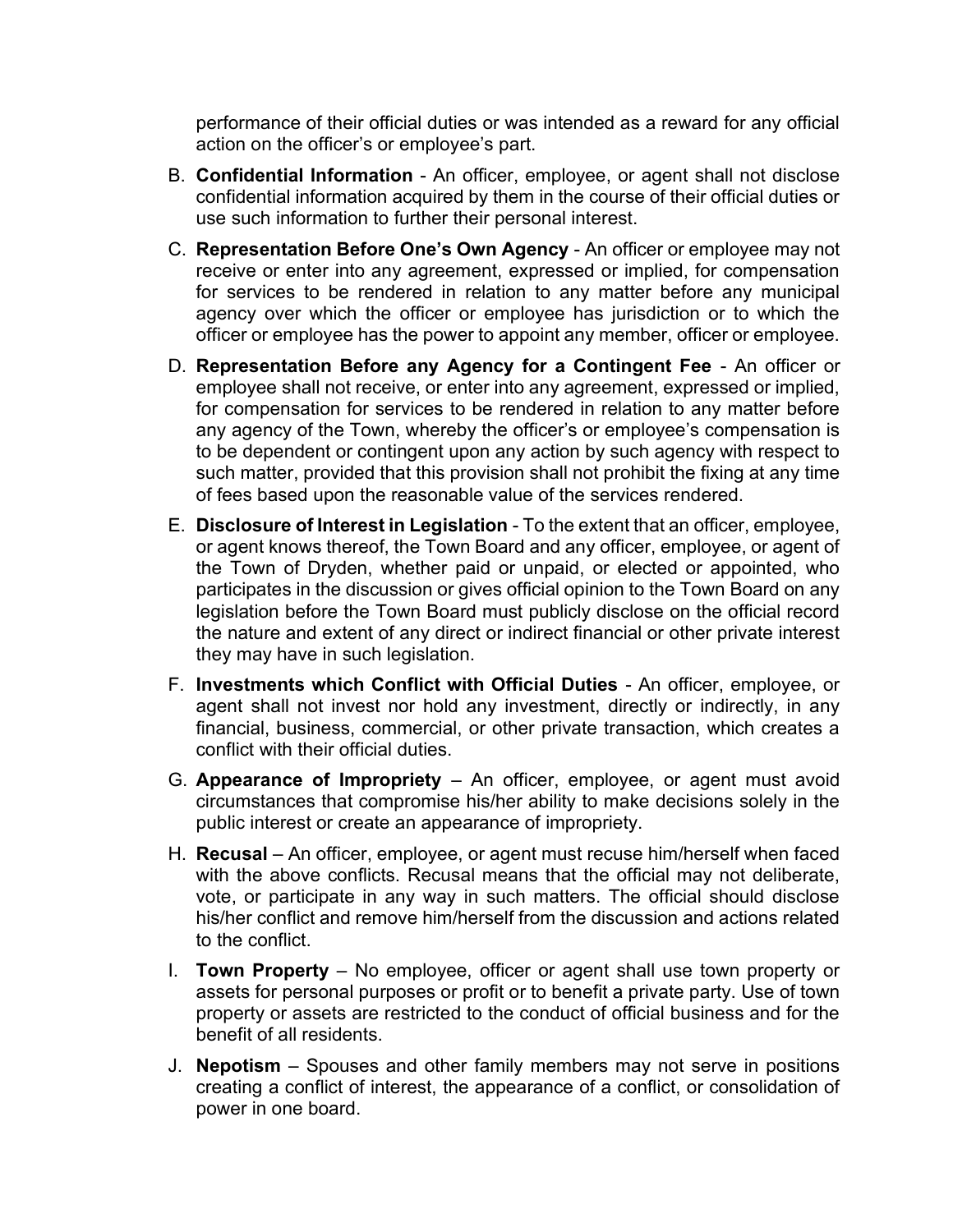performance of their official duties or was intended as a reward for any official action on the officer's or employee's part.

B. **Confidential Information** - An officer, employee, or agent shall not disclose confidential information acquired by them in the course of their official duties or use such information to further their personal interest.

C. **Representation Before One's Own Agency** - An officer or employee may not receive or enter into any agreement, expressed or implied, for compensation for services to be rendered in relation to any matter before any municipal agency over which the officer or employee has jurisdiction or to which the officer or employee has the power to appoint any member, officer or employee.

D. **Representation Before any Agency for a Contingent Fee** - An officer or employee shall not receive, or enter into any agreement, expressed or implied, for compensation for services to be rendered in relation to any matter before any agency of the Town, whereby the officer's or employee's compensation is to be dependent or contingent upon any action by such agency with respect to such matter, provided that this provision shall not prohibit the fixing at any time of fees based upon the reasonable value of the services rendered.

E. **Disclosure of Interest in Legislation** - To the extent that an officer, employee, or agent knows thereof, the Town Board and any officer, employee, or agent of the Town of Dryden, whether paid or unpaid, or elected or appointed, who participates in the discussion or gives official opinion to the Town Board on any legislation before the Town Board must publicly disclose on the official record the nature and extent of any direct or indirect financial or other private interest they may have in such legislation.

F. **Investments which Conflict with Official Duties** - An officer, employee, or agent shall not invest nor hold any investment, directly or indirectly, in any financial, business, commercial, or other private transaction, which creates a conflict with their official duties.

G. **Appearance of Impropriety** – An officer, employee, or agent must avoid circumstances that compromise his/her ability to make decisions solely in the public interest or create an appearance of impropriety.

H. **Recusal** – An officer, employee, or agent must recuse him/herself when faced with the above conflicts. Recusal means that the official may not deliberate, vote, or participate in any way in such matters. The official should disclose his/her conflict and remove him/herself from the discussion and actions related to the conflict.

I. **Town Property** – No employee, officer or agent shall use town property or assets for personal purposes or profit or to benefit a private party. Use of town property or assets are restricted to the conduct of official business and for the benefit of all residents.

J. **Nepotism** – Spouses and other family members may not serve in positions creating a conflict of interest, the appearance of a conflict, or consolidation of power in one board.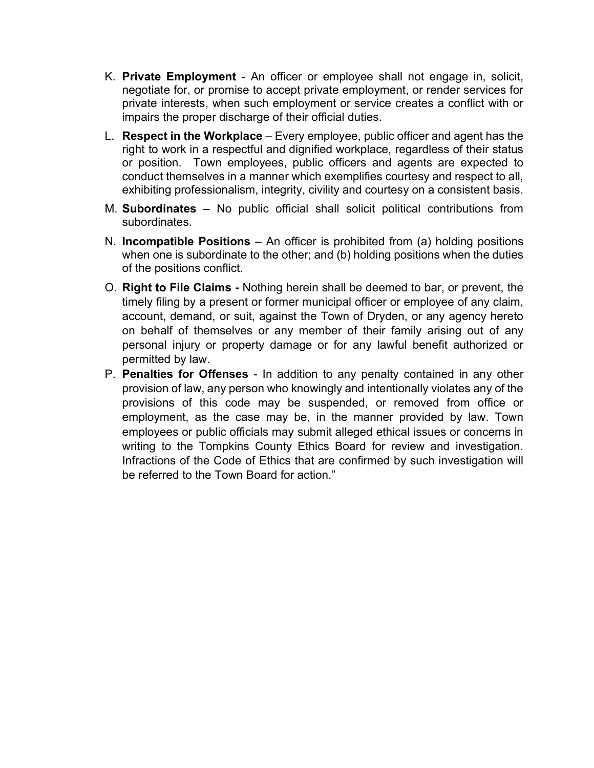K. **Private Employment** - An officer or employee shall not engage in, solicit, negotiate for, or promise to accept private employment, or render services for private interests, when such employment or service creates a conflict with or impairs the proper discharge of their official duties.

L. **Respect in the Workplace** – Every employee, public officer and agent has the right to work in a respectful and dignified workplace, regardless of their status or position. Town employees, public officers and agents are expected to conduct themselves in a manner which exemplifies courtesy and respect to all, exhibiting professionalism, integrity, civility and courtesy on a consistent basis.

M. **Subordinates** – No public official shall solicit political contributions from subordinates.

N. **Incompatible Positions** – An officer is prohibited from (a) holding positions when one is subordinate to the other; and (b) holding positions when the duties of the positions conflict.

O. **Right to File Claims -** Nothing herein shall be deemed to bar, or prevent, the timely filing by a present or former municipal officer or employee of any claim, account, demand, or suit, against the Town of Dryden, or any agency hereto on behalf of themselves or any member of their family arising out of any personal injury or property damage or for any lawful benefit authorized or permitted by law.

P. **Penalties for Offenses** - In addition to any penalty contained in any other provision of law, any person who knowingly and intentionally violates any of the provisions of this code may be suspended, or removed from office or employment, as the case may be, in the manner provided by law. Town employees or public officials may submit alleged ethical issues or concerns in writing to the Tompkins County Ethics Board for review and investigation. Infractions of the Code of Ethics that are confirmed by such investigation will be referred to the Town Board for action."